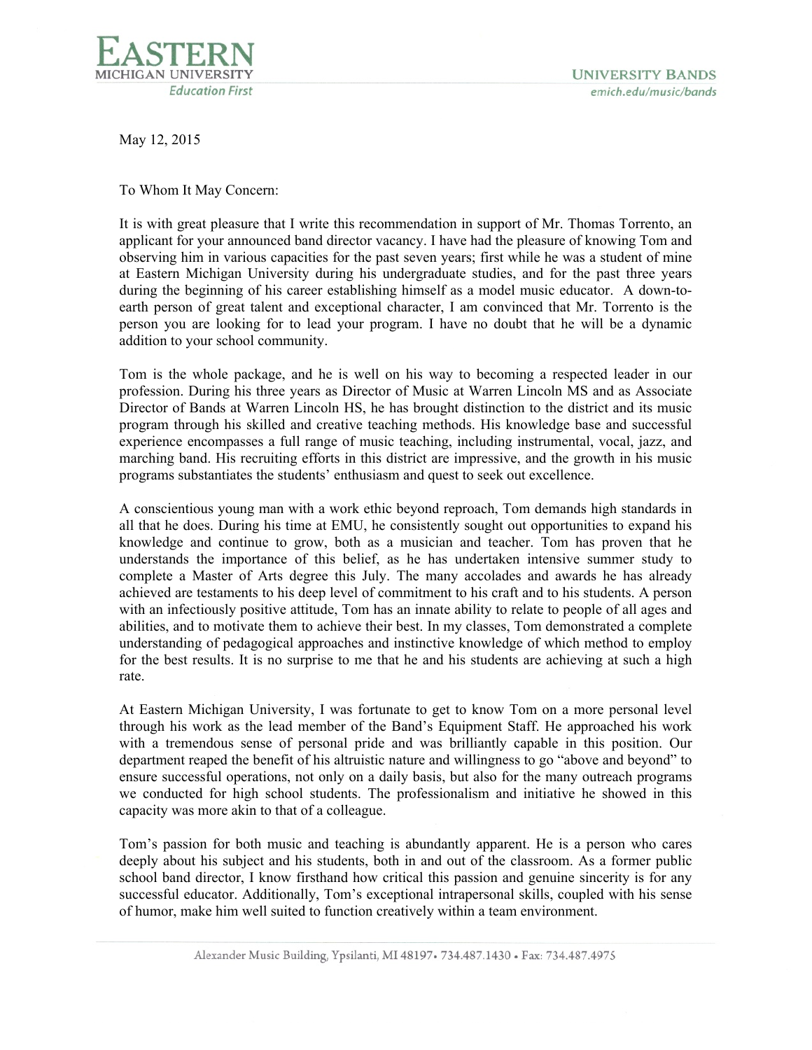EASTERN
MICHIGAN UNIVERSITY
*Education First*

UNIVERSITY BANDS
*emich.edu/music/bands*

May 12, 2015

To Whom It May Concern:

It is with great pleasure that I write this recommendation in support of Mr. Thomas Torrento, an applicant for your announced band director vacancy. I have had the pleasure of knowing Tom and observing him in various capacities for the past seven years; first while he was a student of mine at Eastern Michigan University during his undergraduate studies, and for the past three years during the beginning of his career establishing himself as a model music educator. A down-to-earth person of great talent and exceptional character, I am convinced that Mr. Torrento is the person you are looking for to lead your program. I have no doubt that he will be a dynamic addition to your school community.

Tom is the whole package, and he is well on his way to becoming a respected leader in our profession. During his three years as Director of Music at Warren Lincoln MS and as Associate Director of Bands at Warren Lincoln HS, he has brought distinction to the district and its music program through his skilled and creative teaching methods. His knowledge base and successful experience encompasses a full range of music teaching, including instrumental, vocal, jazz, and marching band. His recruiting efforts in this district are impressive, and the growth in his music programs substantiates the students' enthusiasm and quest to seek out excellence.

A conscientious young man with a work ethic beyond reproach, Tom demands high standards in all that he does. During his time at EMU, he consistently sought out opportunities to expand his knowledge and continue to grow, both as a musician and teacher. Tom has proven that he understands the importance of this belief, as he has undertaken intensive summer study to complete a Master of Arts degree this July. The many accolades and awards he has already achieved are testaments to his deep level of commitment to his craft and to his students. A person with an infectiously positive attitude, Tom has an innate ability to relate to people of all ages and abilities, and to motivate them to achieve their best. In my classes, Tom demonstrated a complete understanding of pedagogical approaches and instinctive knowledge of which method to employ for the best results. It is no surprise to me that he and his students are achieving at such a high rate.

At Eastern Michigan University, I was fortunate to get to know Tom on a more personal level through his work as the lead member of the Band's Equipment Staff. He approached his work with a tremendous sense of personal pride and was brilliantly capable in this position. Our department reaped the benefit of his altruistic nature and willingness to go "above and beyond" to ensure successful operations, not only on a daily basis, but also for the many outreach programs we conducted for high school students. The professionalism and initiative he showed in this capacity was more akin to that of a colleague.

Tom's passion for both music and teaching is abundantly apparent. He is a person who cares deeply about his subject and his students, both in and out of the classroom. As a former public school band director, I know firsthand how critical this passion and genuine sincerity is for any successful educator. Additionally, Tom's exceptional intrapersonal skills, coupled with his sense of humor, make him well suited to function creatively within a team environment.

Alexander Music Building, Ypsilanti, MI 48197 • 734.487.1430 • Fax: 734.487.4975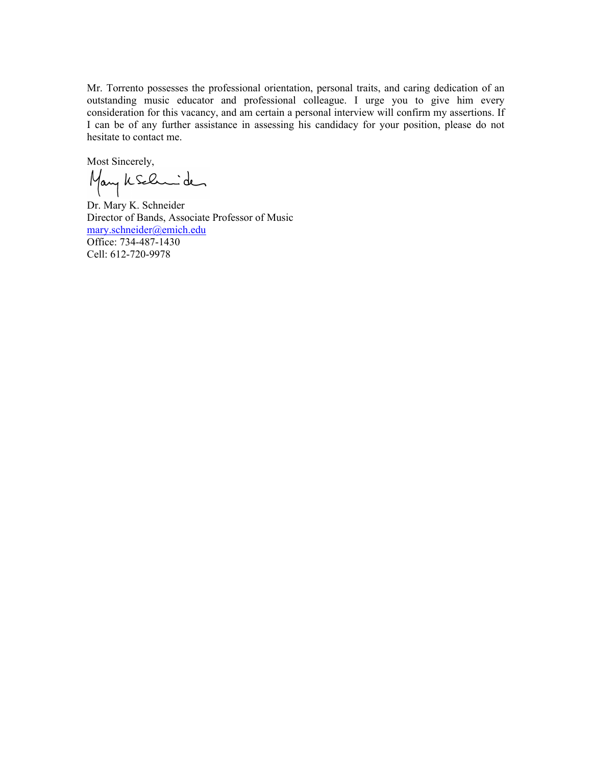Mr. Torrento possesses the professional orientation, personal traits, and caring dedication of an outstanding music educator and professional colleague. I urge you to give him every consideration for this vacancy, and am certain a personal interview will confirm my assertions. If I can be of any further assistance in assessing his candidacy for your position, please do not hesitate to contact me.

Most Sincerely,

Dr. Mary K. Schneider
Director of Bands, Associate Professor of Music
mary.schneider@emich.edu
Office: 734-487-1430
Cell: 612-720-9978